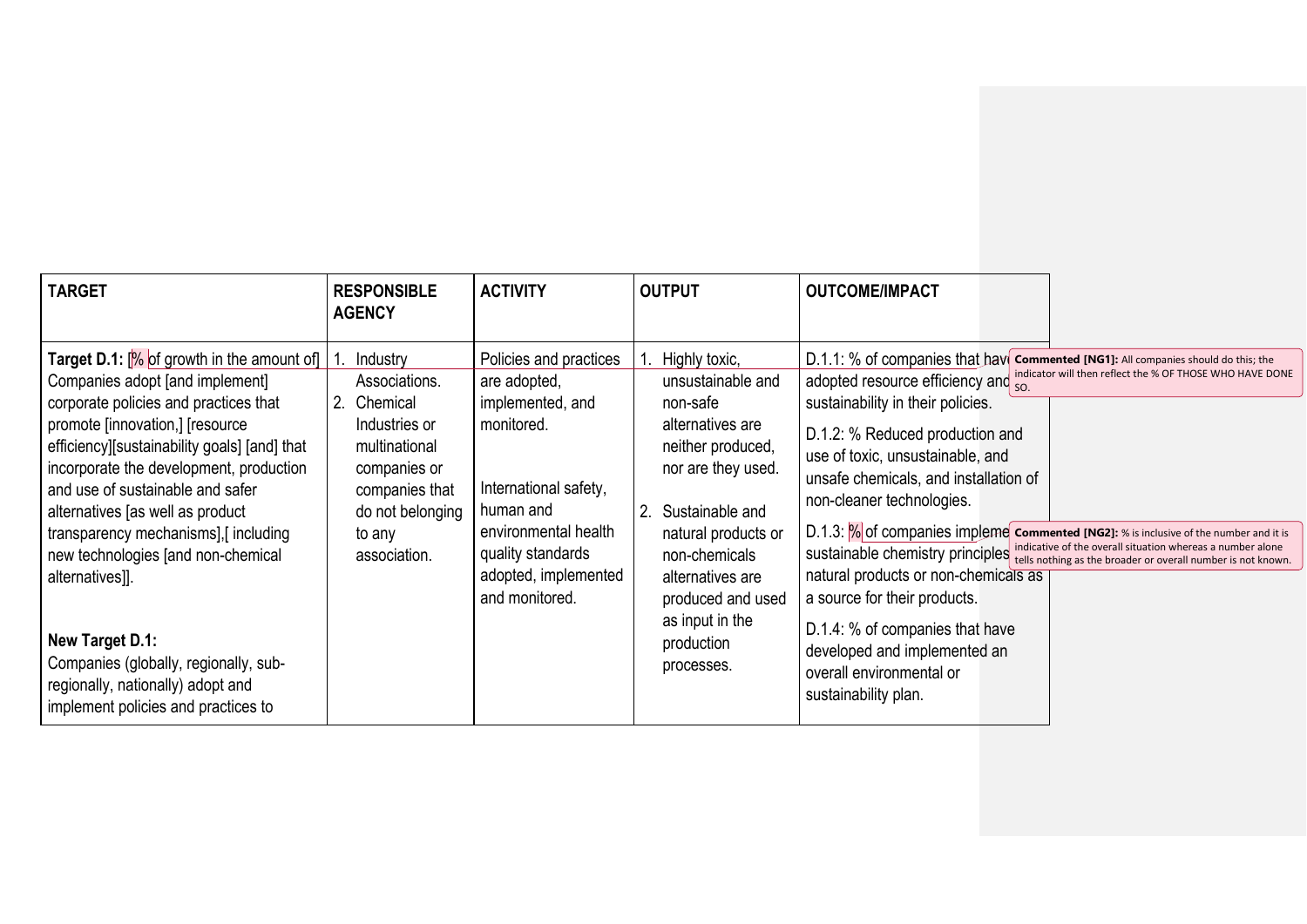| TARGET | RESPONSIBLE AGENCY | ACTIVITY | OUTPUT | OUTCOME/IMPACT |
|---|---|---|---|---|
| **Target D.1:** [% of growth in the amount of] Companies adopt [and implement] corporate policies and practices that promote [innovation,] [resource efficiency][sustainability goals] [and] that incorporate the development, production and use of sustainable and safer alternatives [as well as product transparency mechanisms],[ including new technologies [and non-chemical alternatives]].<br><br>**New Target D.1:**<br>Companies (globally, regionally, sub-regionally, nationally) adopt and implement policies and practices to | 1. Industry Associations.<br>2. Chemical Industries or multinational companies or companies that do not belonging to any association. | Policies and practices are adopted, implemented, and monitored.<br><br>International safety, human and environmental health quality standards adopted, implemented and monitored. | 1. Highly toxic, unsustainable and non-safe alternatives are neither produced, nor are they used.<br>2. Sustainable and natural products or non-chemicals alternatives are produced and used as input in the production processes. | D.1.1: % of companies that have adopted resource efficiency and sustainability in their policies.<br>D.1.2: % Reduced production and use of toxic, unsustainable, and unsafe chemicals, and installation of non-cleaner technologies.<br>D.1.3: % of companies implementing sustainable chemistry principles natural products or non-chemicals as a source for their products.<br>D.1.4: % of companies that have developed and implemented an overall environmental or sustainability plan. |

**Commented [NG1]:** All companies should do this; the indicator will then reflect the % OF THOSE WHO HAVE DONE SO.

**Commented [NG2]:** % is inclusive of the number and it is indicative of the overall situation whereas a number alone tells nothing as the broader or overall number is not known.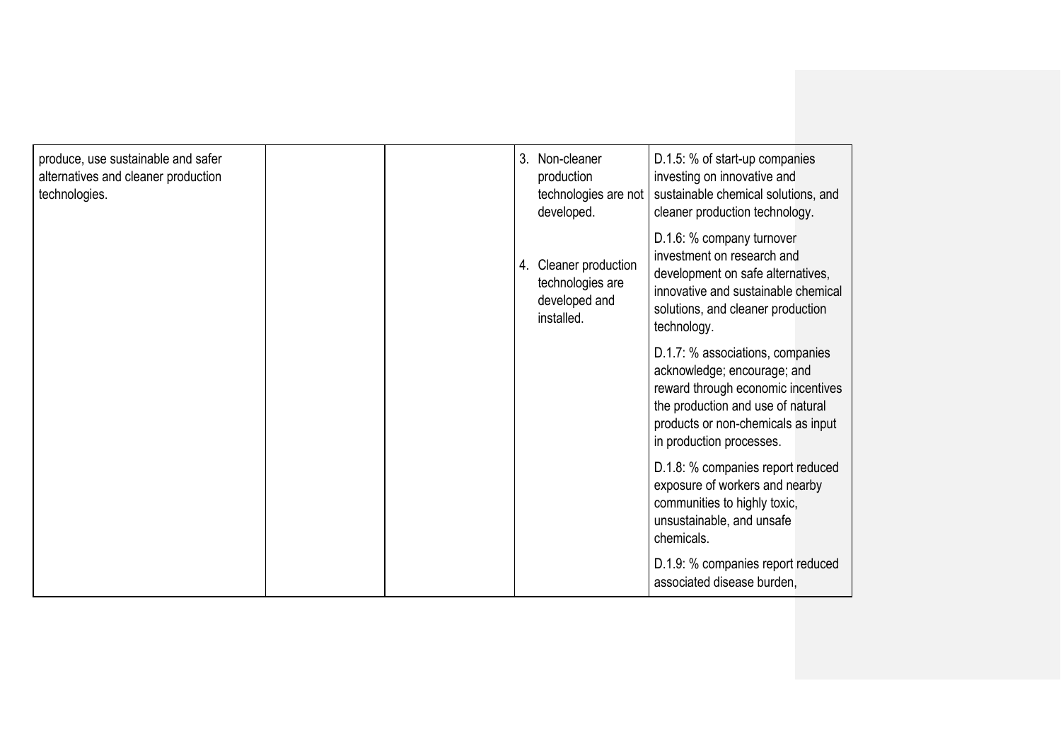| | | | | |
|---|---|---|---|---|
| produce, use sustainable and safer alternatives and cleaner production technologies. | | | 3. Non-cleaner production technologies are not developed.<br><br>4. Cleaner production technologies are developed and installed. | D.1.5: % of start-up companies investing on innovative and sustainable chemical solutions, and cleaner production technology.<br><br>D.1.6: % company turnover investment on research and development on safe alternatives, innovative and sustainable chemical solutions, and cleaner production technology.<br><br>D.1.7: % associations, companies acknowledge; encourage; and reward through economic incentives the production and use of natural products or non-chemicals as input in production processes.<br><br>D.1.8: % companies report reduced exposure of workers and nearby communities to highly toxic, unsustainable, and unsafe chemicals.<br><br>D.1.9: % companies report reduced associated disease burden, |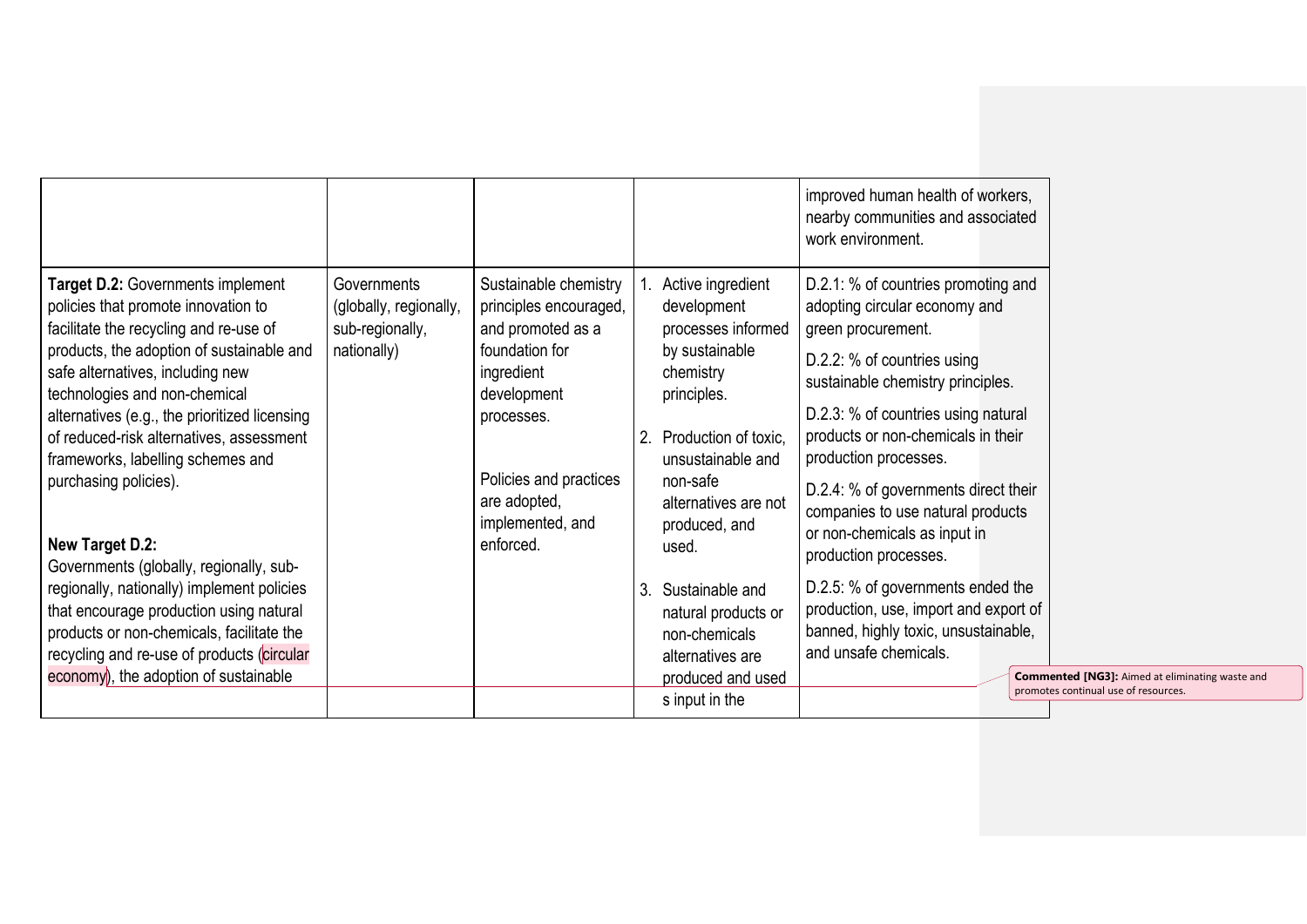| | | | | |
|---|---|---|---|---|
| | | | | improved human health of workers, nearby communities and associated work environment. |
| **Target D.2:** Governments implement policies that promote innovation to facilitate the recycling and re-use of products, the adoption of sustainable and safe alternatives, including new technologies and non-chemical alternatives (e.g., the prioritized licensing of reduced-risk alternatives, assessment frameworks, labelling schemes and purchasing policies).<br><br>**New Target D.2:**<br>Governments (globally, regionally, sub-regionally, nationally) implement policies that encourage production using natural products or non-chemicals, facilitate the recycling and re-use of products (circular economy), the adoption of sustainable | Governments (globally, regionally, sub-regionally, nationally) | Sustainable chemistry principles encouraged, and promoted as a foundation for ingredient development processes.<br><br>Policies and practices are adopted, implemented, and enforced. | 1. Active ingredient development processes informed by sustainable chemistry principles.<br><br>2. Production of toxic, unsustainable and non-safe alternatives are not produced, and used.<br><br>3. Sustainable and natural products or non-chemicals alternatives are produced and used s input in the | D.2.1: % of countries promoting and adopting circular economy and green procurement.<br><br>D.2.2: % of countries using sustainable chemistry principles.<br><br>D.2.3: % of countries using natural products or non-chemicals in their production processes.<br><br>D.2.4: % of governments direct their companies to use natural products or non-chemicals as input in production processes.<br><br>D.2.5: % of governments ended the production, use, import and export of banned, highly toxic, unsustainable, and unsafe chemicals. |

**Commented [NG3]:** Aimed at eliminating waste and promotes continual use of resources.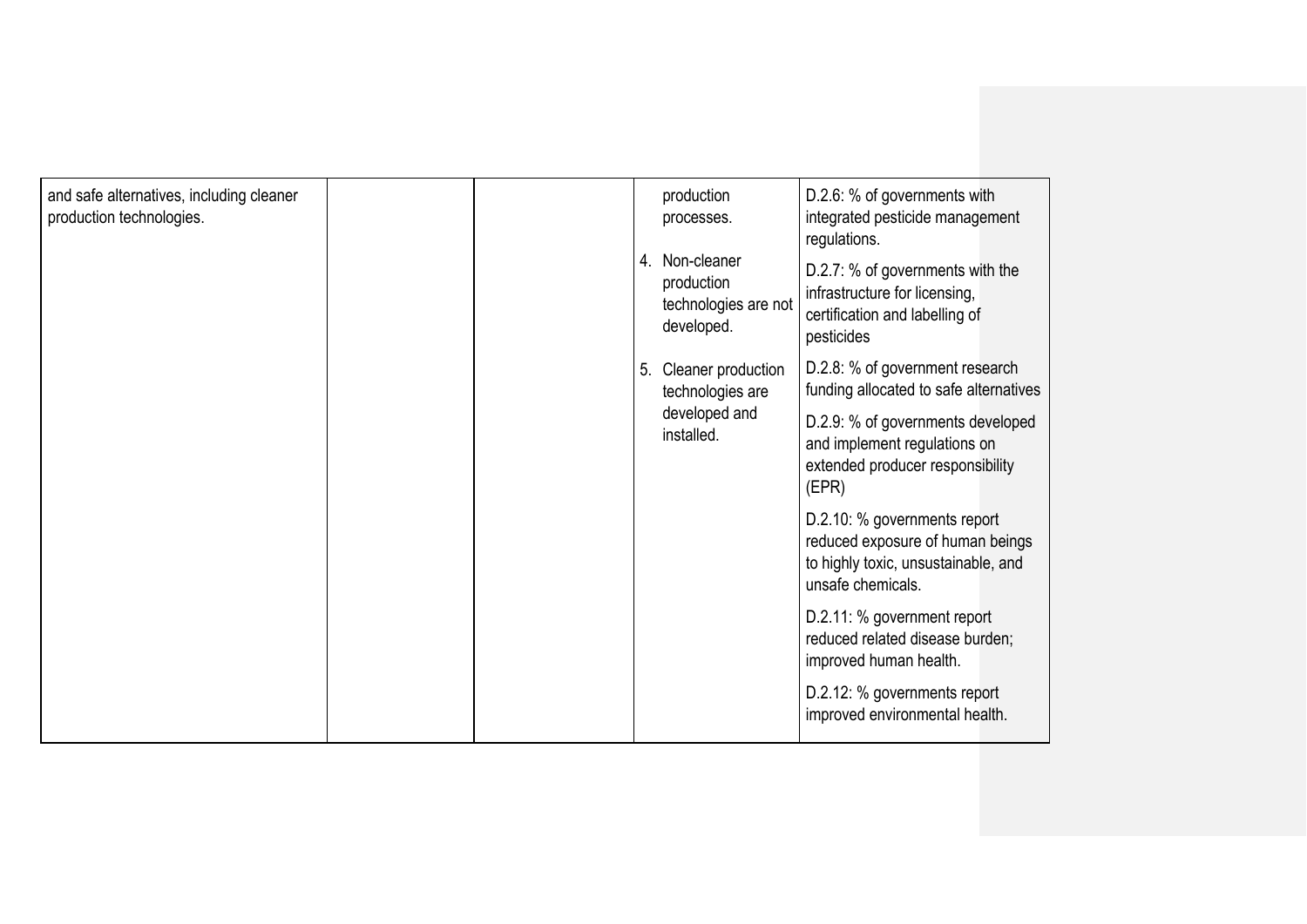| | | | | |
|---|---|---|---|---|
| and safe alternatives, including cleaner production technologies. | | | production processes.<br><br>4. Non-cleaner production technologies are not developed.<br><br>5. Cleaner production technologies are developed and installed. | D.2.6: % of governments with integrated pesticide management regulations.<br><br>D.2.7: % of governments with the infrastructure for licensing, certification and labelling of pesticides<br><br>D.2.8: % of government research funding allocated to safe alternatives<br><br>D.2.9: % of governments developed and implement regulations on extended producer responsibility (EPR)<br><br>D.2.10: % governments report reduced exposure of human beings to highly toxic, unsustainable, and unsafe chemicals.<br><br>D.2.11: % government report reduced related disease burden; improved human health.<br><br>D.2.12: % governments report improved environmental health. |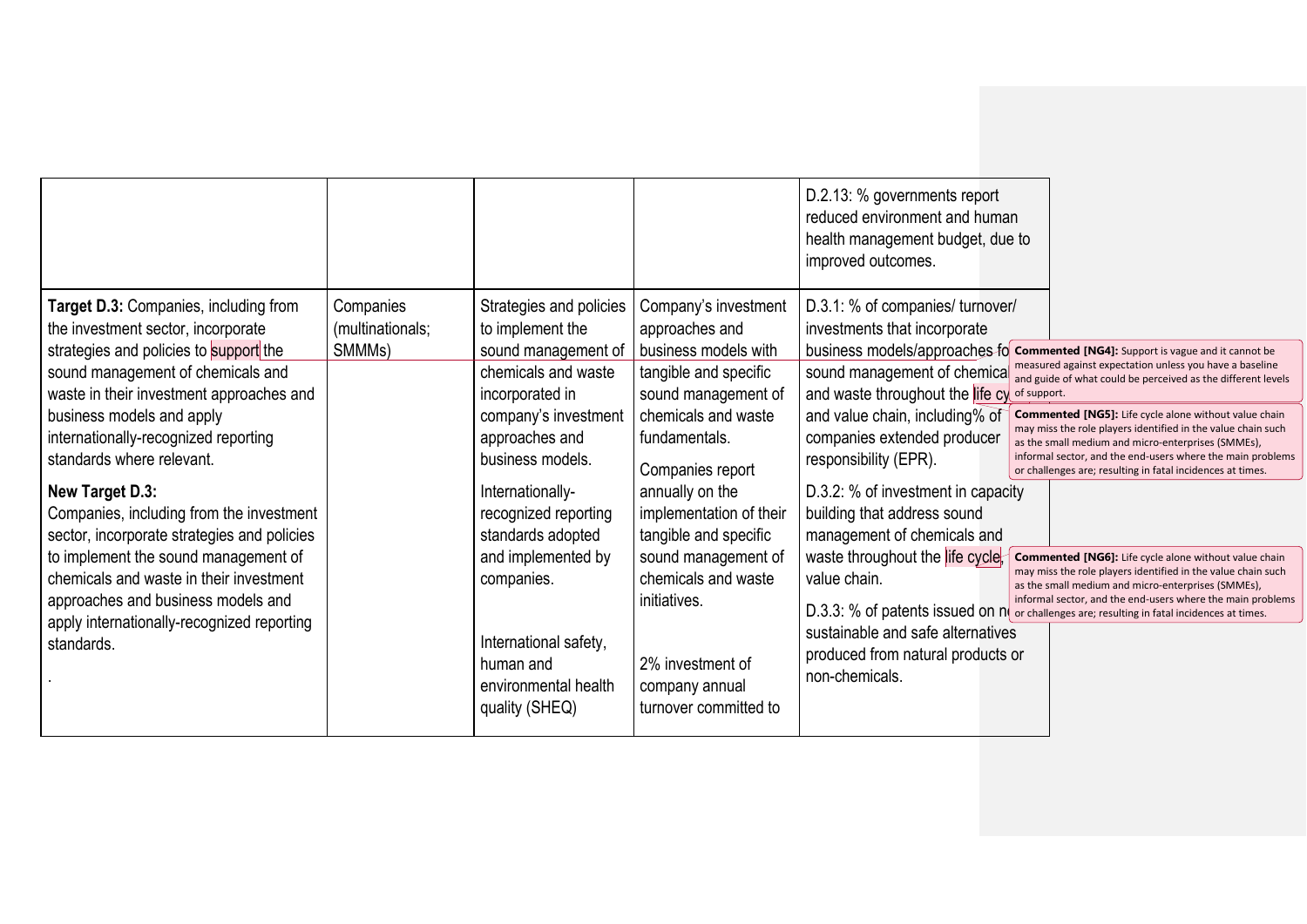| | | | | D.2.13: % governments report reduced environment and human health management budget, due to improved outcomes. |
|---|---|---|---|---|
| **Target D.3:** Companies, including from the investment sector, incorporate strategies and policies to support the sound management of chemicals and waste in their investment approaches and business models and apply internationally-recognized reporting standards where relevant.<br><br>**New Target D.3:**<br>Companies, including from the investment sector, incorporate strategies and policies to implement the sound management of chemicals and waste in their investment approaches and business models and apply internationally-recognized reporting standards.<br><br>. | Companies (multinationals; SMMMs) | Strategies and policies to implement the sound management of chemicals and waste incorporated in company's investment approaches and business models.<br><br>Internationally-recognized reporting standards adopted and implemented by companies.<br><br>International safety, human and environmental health quality (SHEQ) | Company's investment approaches and business models with tangible and specific sound management of chemicals and waste fundamentals.<br><br>Companies report annually on the implementation of their tangible and specific sound management of chemicals and waste initiatives.<br><br>2% investment of company annual turnover committed to | D.3.1: % of companies/ turnover/ investments that incorporate business models/approaches for sound management of chemicals and waste throughout the life cycle and value chain, including% of companies extended producer responsibility (EPR).<br><br>D.3.2: % of investment in capacity building that address sound management of chemicals and waste throughout the life cycle, value chain.<br><br>D.3.3: % of patents issued on new sustainable and safe alternatives produced from natural products or non-chemicals. |

**Commented [NG4]:** Support is vague and it cannot be measured against expectation unless you have a baseline and guide of what could be perceived as the different levels of support.

**Commented [NG5]:** Life cycle alone without value chain may miss the role players identified in the value chain such as the small medium and micro-enterprises (SMMEs), informal sector, and the end-users where the main problems or challenges are; resulting in fatal incidences at times.

**Commented [NG6]:** Life cycle alone without value chain may miss the role players identified in the value chain such as the small medium and micro-enterprises (SMMEs), informal sector, and the end-users where the main problems or challenges are; resulting in fatal incidences at times.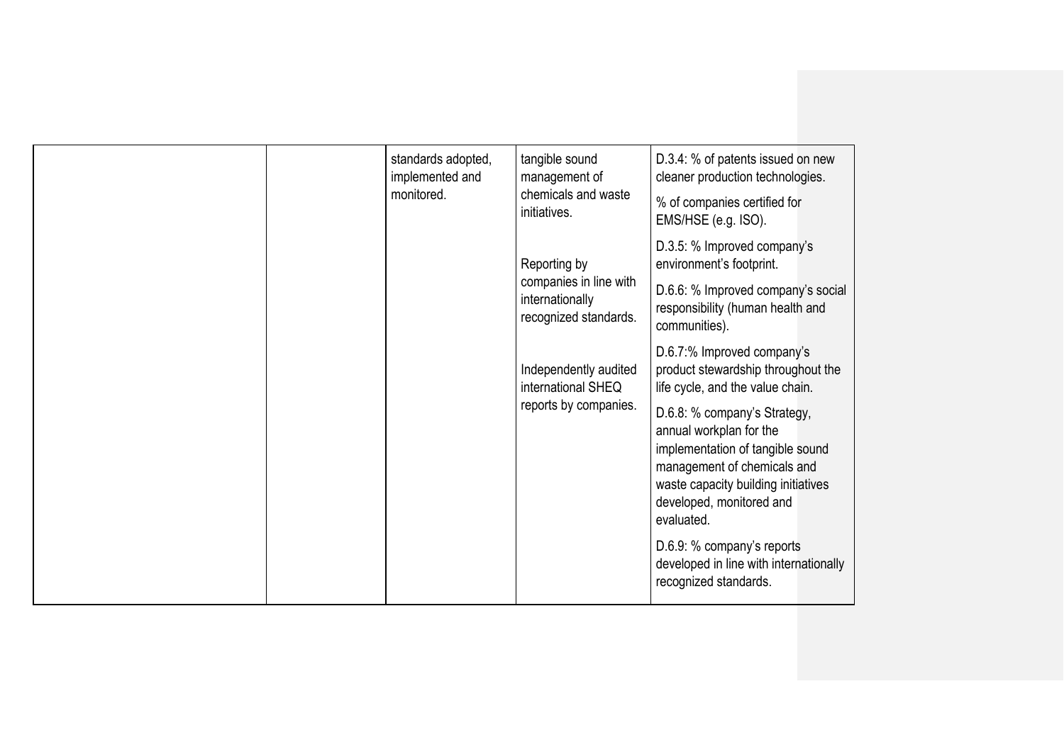| | | | | |
|---|---|---|---|---|
| | | standards adopted, implemented and monitored. | tangible sound management of chemicals and waste initiatives.<br><br>Reporting by companies in line with internationally recognized standards.<br><br>Independently audited international SHEQ reports by companies. | D.3.4: % of patents issued on new cleaner production technologies.<br><br>% of companies certified for EMS/HSE (e.g. ISO).<br><br>D.3.5: % Improved company's environment's footprint.<br><br>D.6.6: % Improved company's social responsibility (human health and communities).<br><br>D.6.7:% Improved company's product stewardship throughout the life cycle, and the value chain.<br><br>D.6.8: % company's Strategy, annual workplan for the implementation of tangible sound management of chemicals and waste capacity building initiatives developed, monitored and evaluated.<br><br>D.6.9: % company's reports developed in line with internationally recognized standards. |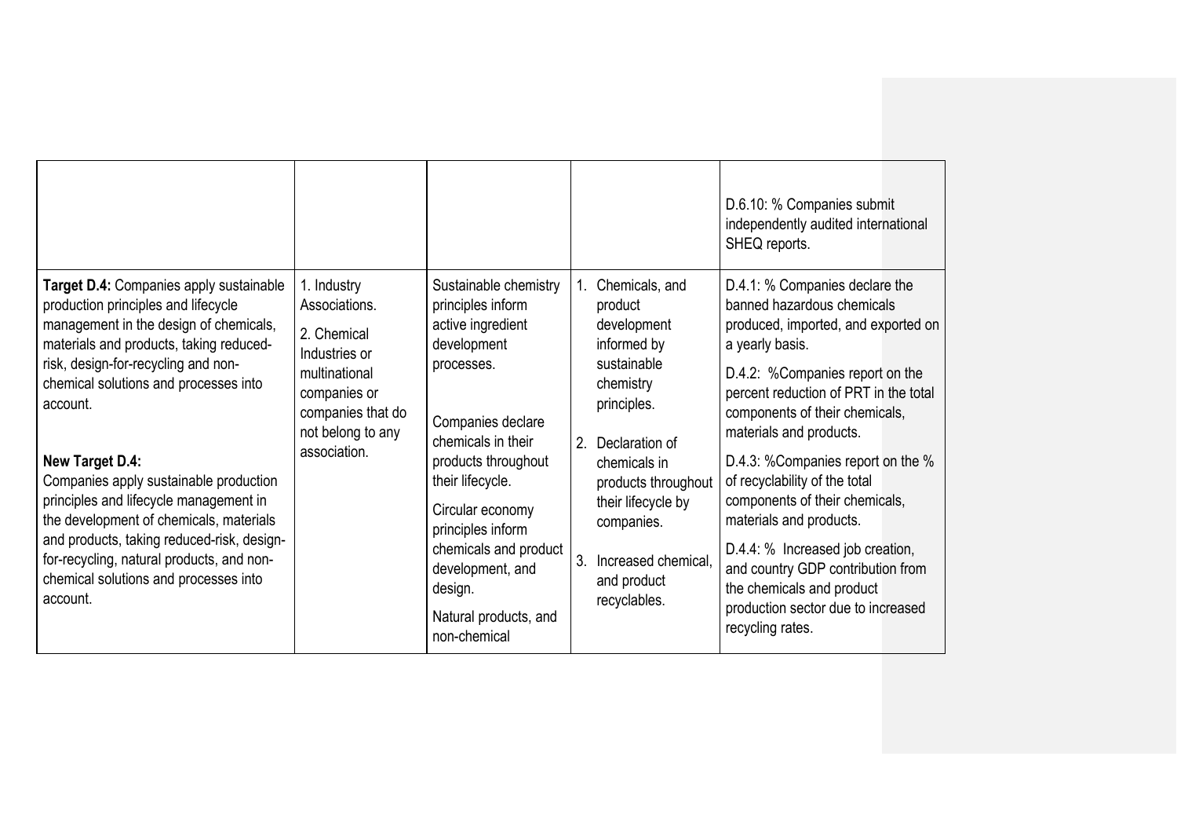| | | | | |
|---|---|---|---|---|
| | | | | D.6.10: % Companies submit independently audited international SHEQ reports. |
| **Target D.4:** Companies apply sustainable production principles and lifecycle management in the design of chemicals, materials and products, taking reduced-risk, design-for-recycling and non-chemical solutions and processes into account.<br><br>**New Target D.4:**<br>Companies apply sustainable production principles and lifecycle management in the development of chemicals, materials and products, taking reduced-risk, design-for-recycling, natural products, and non-chemical solutions and processes into account. | 1. Industry Associations.<br><br>2. Chemical Industries or multinational companies or companies that do not belong to any association. | Sustainable chemistry principles inform active ingredient development processes.<br><br>Companies declare chemicals in their products throughout their lifecycle.<br><br>Circular economy principles inform chemicals and product development, and design.<br><br>Natural products, and non-chemical | 1. Chemicals, and product development informed by sustainable chemistry principles.<br><br>2. Declaration of chemicals in products throughout their lifecycle by companies.<br><br>3. Increased chemical, and product recyclables. | D.4.1: % Companies declare the banned hazardous chemicals produced, imported, and exported on a yearly basis.<br><br>D.4.2: %Companies report on the percent reduction of PRT in the total components of their chemicals, materials and products.<br><br>D.4.3: %Companies report on the % of recyclability of the total components of their chemicals, materials and products.<br><br>D.4.4: % Increased job creation, and country GDP contribution from the chemicals and product production sector due to increased recycling rates. |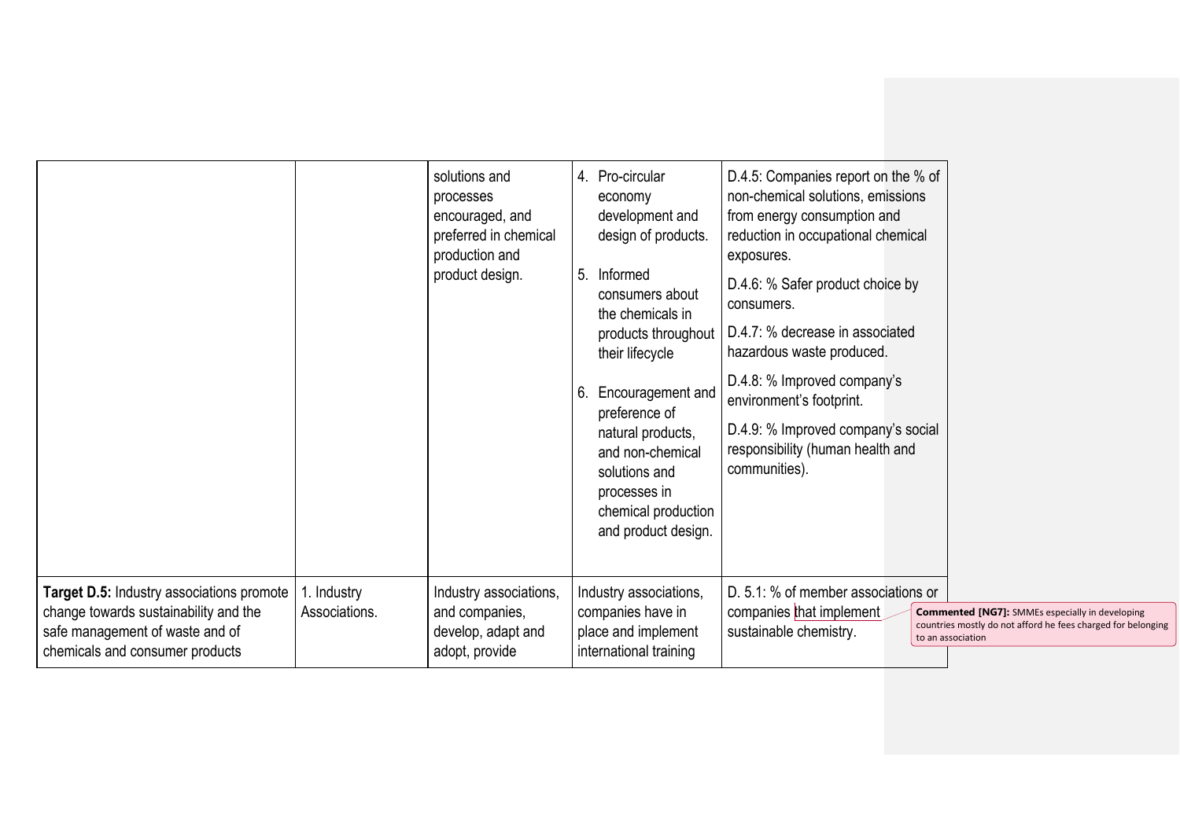| | | solutions and processes encouraged, and preferred in chemical production and product design. | 4. Pro-circular economy development and design of products.<br><br>5. Informed consumers about the chemicals in products throughout their lifecycle<br><br>6. Encouragement and preference of natural products, and non-chemical solutions and processes in chemical production and product design. | D.4.5: Companies report on the % of non-chemical solutions, emissions from energy consumption and reduction in occupational chemical exposures.<br><br>D.4.6: % Safer product choice by consumers.<br><br>D.4.7: % decrease in associated hazardous waste produced.<br><br>D.4.8: % Improved company's environment's footprint.<br><br>D.4.9: % Improved company's social responsibility (human health and communities). |
|---|---|---|---|---|
| **Target D.5:** Industry associations promote change towards sustainability and the safe management of waste and of chemicals and consumer products | 1. Industry Associations. | Industry associations, and companies, develop, adapt and adopt, provide | Industry associations, companies have in place and implement international training | D. 5.1: % of member associations or companies that implement sustainable chemistry. |

**Commented [NG7]:** SMMEs especially in developing countries mostly do not afford he fees charged for belonging to an association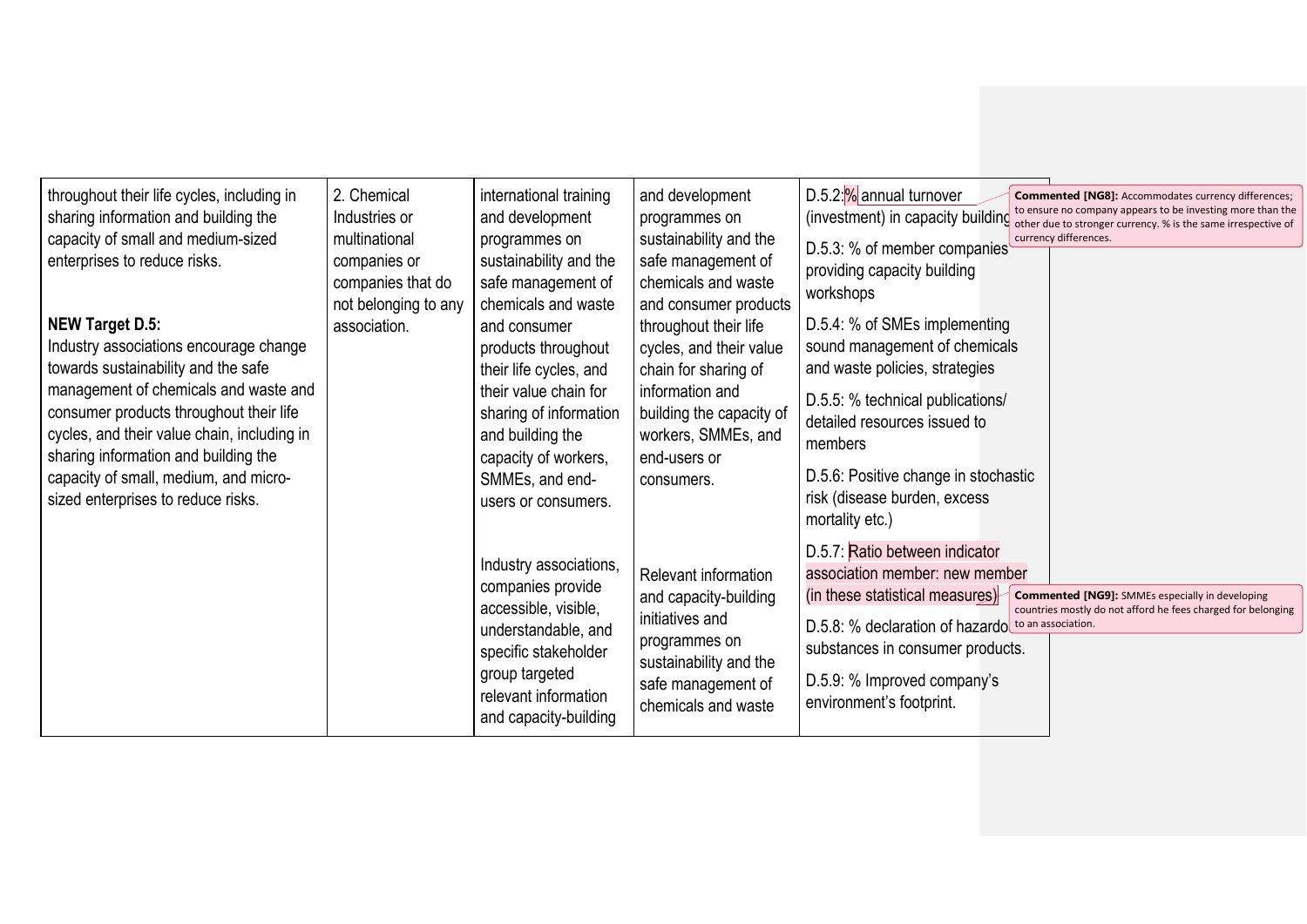| | | | | |
|---|---|---|---|---|
| throughout their life cycles, including in sharing information and building the capacity of small and medium-sized enterprises to reduce risks.<br><br>**NEW Target D.5:**<br>Industry associations encourage change towards sustainability and the safe management of chemicals and waste and consumer products throughout their life cycles, and their value chain, including in sharing information and building the capacity of small, medium, and micro-sized enterprises to reduce risks. | 2. Chemical Industries or multinational companies or companies that do not belonging to any association. | international training and development programmes on sustainability and the safe management of chemicals and waste and consumer products throughout their life cycles, and their value chain for sharing of information and building the capacity of workers, SMMEs, and end-users or consumers.<br><br>Industry associations, companies provide accessible, visible, understandable, and specific stakeholder group targeted relevant information and capacity-building | and development programmes on sustainability and the safe management of chemicals and waste and consumer products throughout their life cycles, and their value chain for sharing of information and building the capacity of workers, SMMEs, and end-users or consumers.<br><br>Relevant information and capacity-building initiatives and programmes on sustainability and the safe management of chemicals and waste | D.5.2:% annual turnover (investment) in capacity building<br><br>D.5.3: % of member companies providing capacity building workshops<br><br>D.5.4: % of SMEs implementing sound management of chemicals and waste policies, strategies<br><br>D.5.5: % technical publications/ detailed resources issued to members<br><br>D.5.6: Positive change in stochastic risk (disease burden, excess mortality etc.)<br><br>D.5.7: Ratio between indicator association member: new member (in these statistical measures)<br><br>D.5.8: % declaration of hazardous substances in consumer products.<br><br>D.5.9: % Improved company's environment's footprint. |

**Commented [NG8]:** Accommodates currency differences; to ensure no company appears to be investing more than the other due to stronger currency. % is the same irrespective of currency differences.

**Commented [NG9]:** SMMEs especially in developing countries mostly do not afford he fees charged for belonging to an association.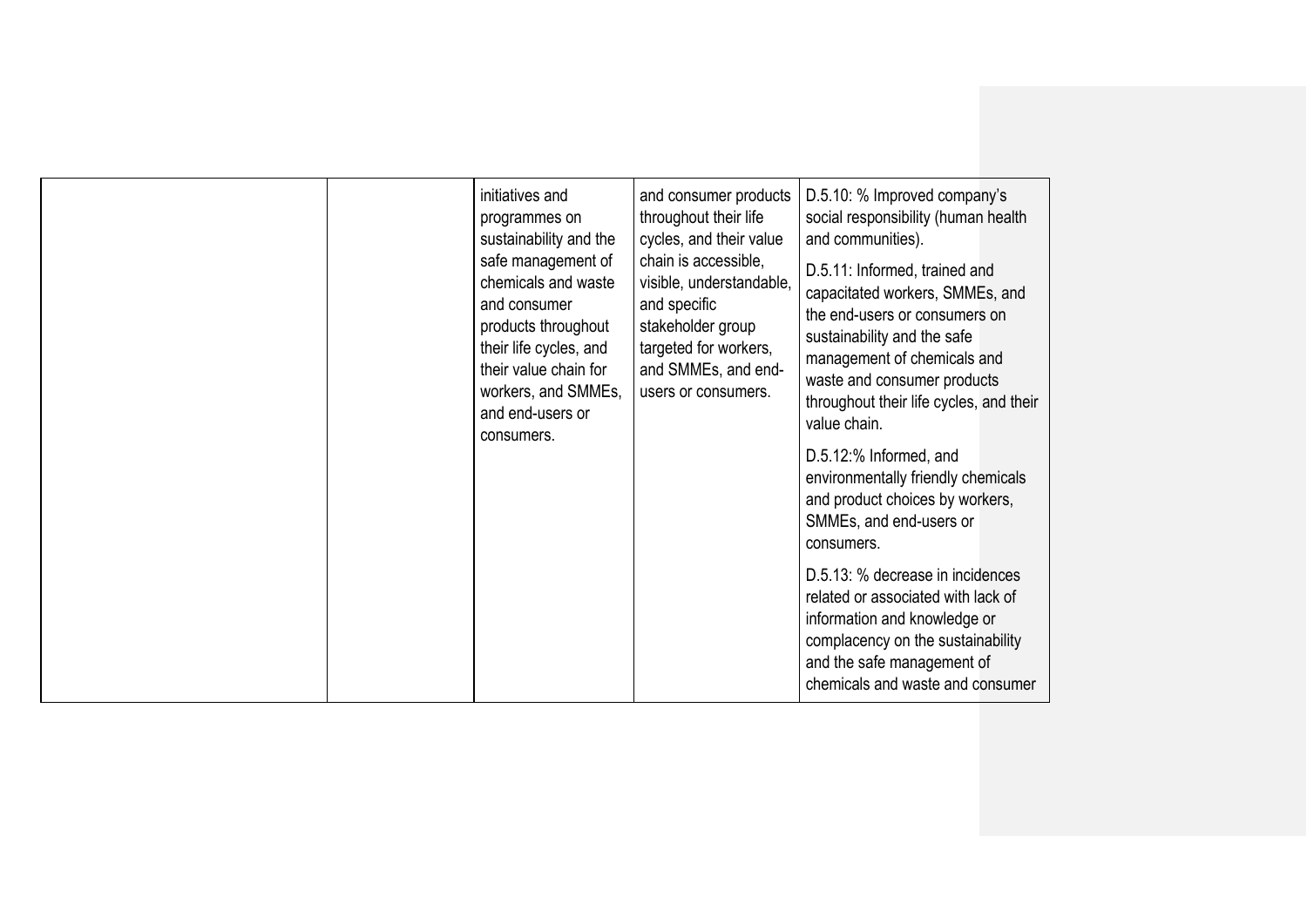| | | | | |
|---|---|---|---|---|
| | | initiatives and programmes on sustainability and the safe management of chemicals and waste and consumer products throughout their life cycles, and their value chain for workers, and SMMEs, and end-users or consumers. | and consumer products throughout their life cycles, and their value chain is accessible, visible, understandable, and specific stakeholder group targeted for workers, and SMMEs, and end-users or consumers. | D.5.10: % Improved company's social responsibility (human health and communities).<br><br>D.5.11: Informed, trained and capacitated workers, SMMEs, and the end-users or consumers on sustainability and the safe management of chemicals and waste and consumer products throughout their life cycles, and their value chain.<br><br>D.5.12:% Informed, and environmentally friendly chemicals and product choices by workers, SMMEs, and end-users or consumers.<br><br>D.5.13: % decrease in incidences related or associated with lack of information and knowledge or complacency on the sustainability and the safe management of chemicals and waste and consumer |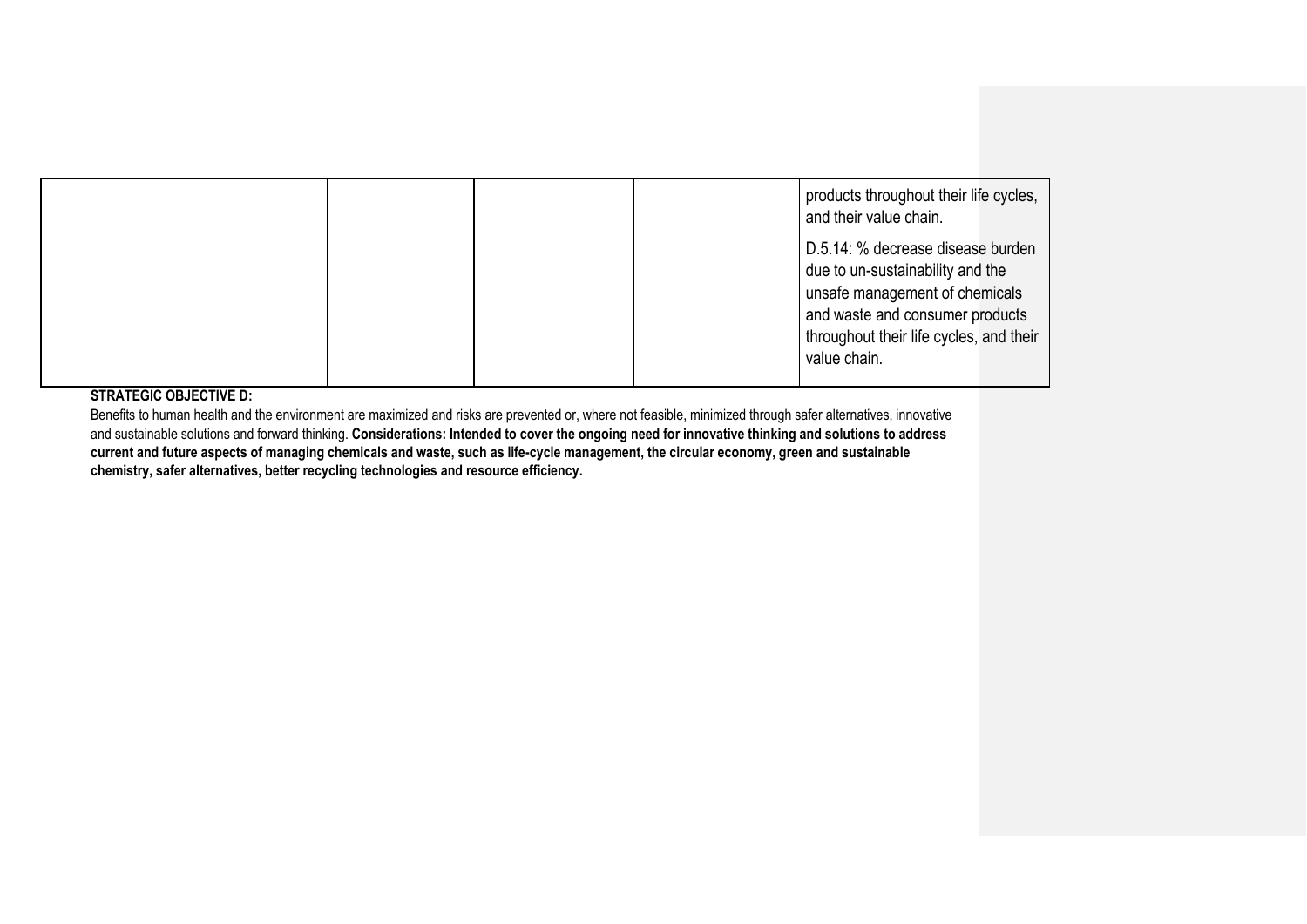| | | | | |
|---|---|---|---|---|
| | | | | products throughout their life cycles, and their value chain.<br><br>D.5.14: % decrease disease burden due to un-sustainability and the unsafe management of chemicals and waste and consumer products throughout their life cycles, and their value chain. |

**STRATEGIC OBJECTIVE D:**

Benefits to human health and the environment are maximized and risks are prevented or, where not feasible, minimized through safer alternatives, innovative and sustainable solutions and forward thinking. **Considerations: Intended to cover the ongoing need for innovative thinking and solutions to address current and future aspects of managing chemicals and waste, such as life-cycle management, the circular economy, green and sustainable chemistry, safer alternatives, better recycling technologies and resource efficiency.**